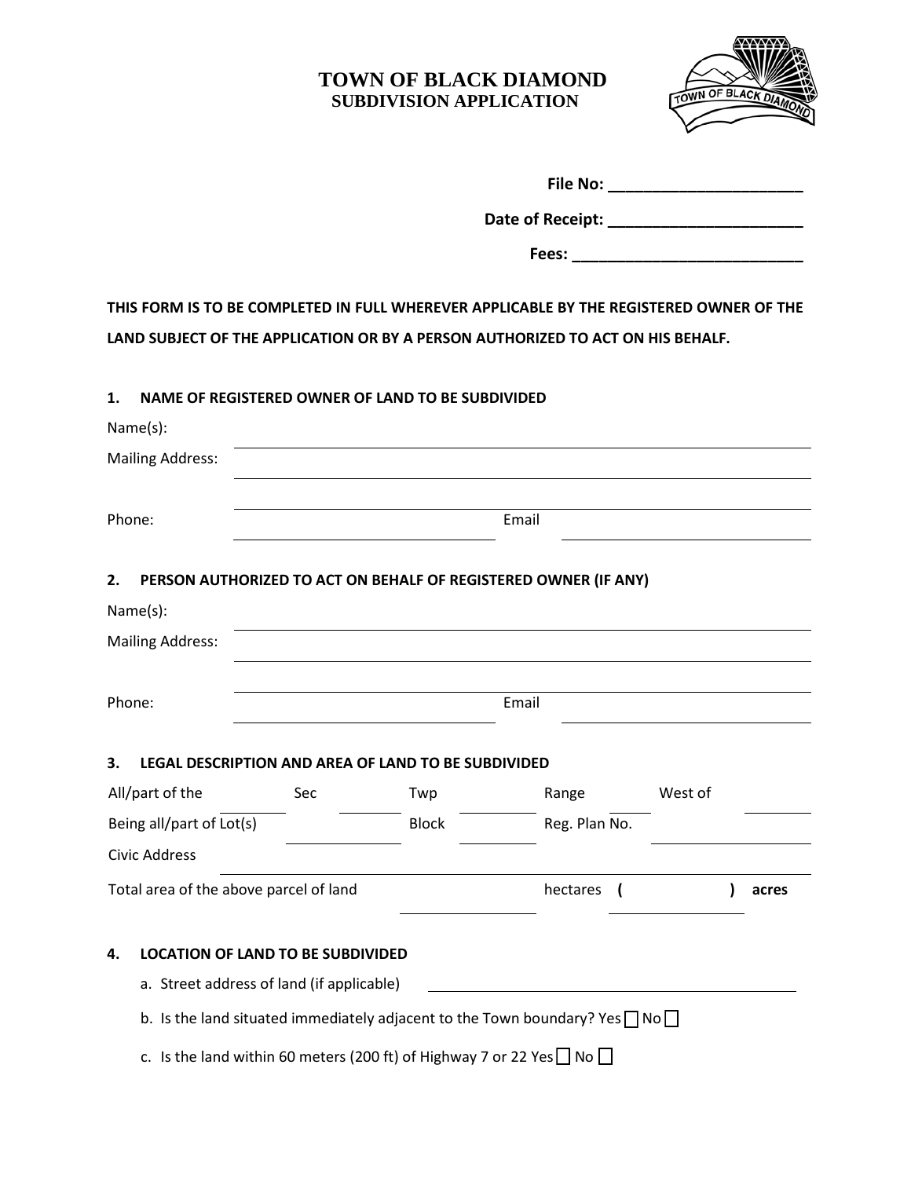# TOWN OF BLACK DIAMOND
## SUBDIVISION APPLICATION

**File No: ______________________**

**Date of Receipt: ______________________**

**Fees: __________________________**

**THIS FORM IS TO BE COMPLETED IN FULL WHEREVER APPLICABLE BY THE REGISTERED OWNER OF THE LAND SUBJECT OF THE APPLICATION OR BY A PERSON AUTHORIZED TO ACT ON HIS BEHALF.**

### 1. NAME OF REGISTERED OWNER OF LAND TO BE SUBDIVIDED

Name(s): ______________________________________________

Mailing Address: ______________________________________________

______________________________________________

Phone: ____________________ Email ____________________

### 2. PERSON AUTHORIZED TO ACT ON BEHALF OF REGISTERED OWNER (IF ANY)

Name(s): ______________________________________________

Mailing Address: ______________________________________________

______________________________________________

Phone: ____________________ Email ____________________

### 3. LEGAL DESCRIPTION AND AREA OF LAND TO BE SUBDIVIDED

All/part of the ______ Sec ______ Twp ______ Range ______ West of ______

Being all/part of Lot(s) ______ Block ______ Reg. Plan No. ______

Civic Address ______________________________________________

Total area of the above parcel of land ____________ hectares ( ____________ ) **acres**

### 4. LOCATION OF LAND TO BE SUBDIVIDED

a. Street address of land (if applicable) ______________________________

b. Is the land situated immediately adjacent to the Town boundary? Yes ☐ No ☐

c. Is the land within 60 meters (200 ft) of Highway 7 or 22 Yes ☐ No ☐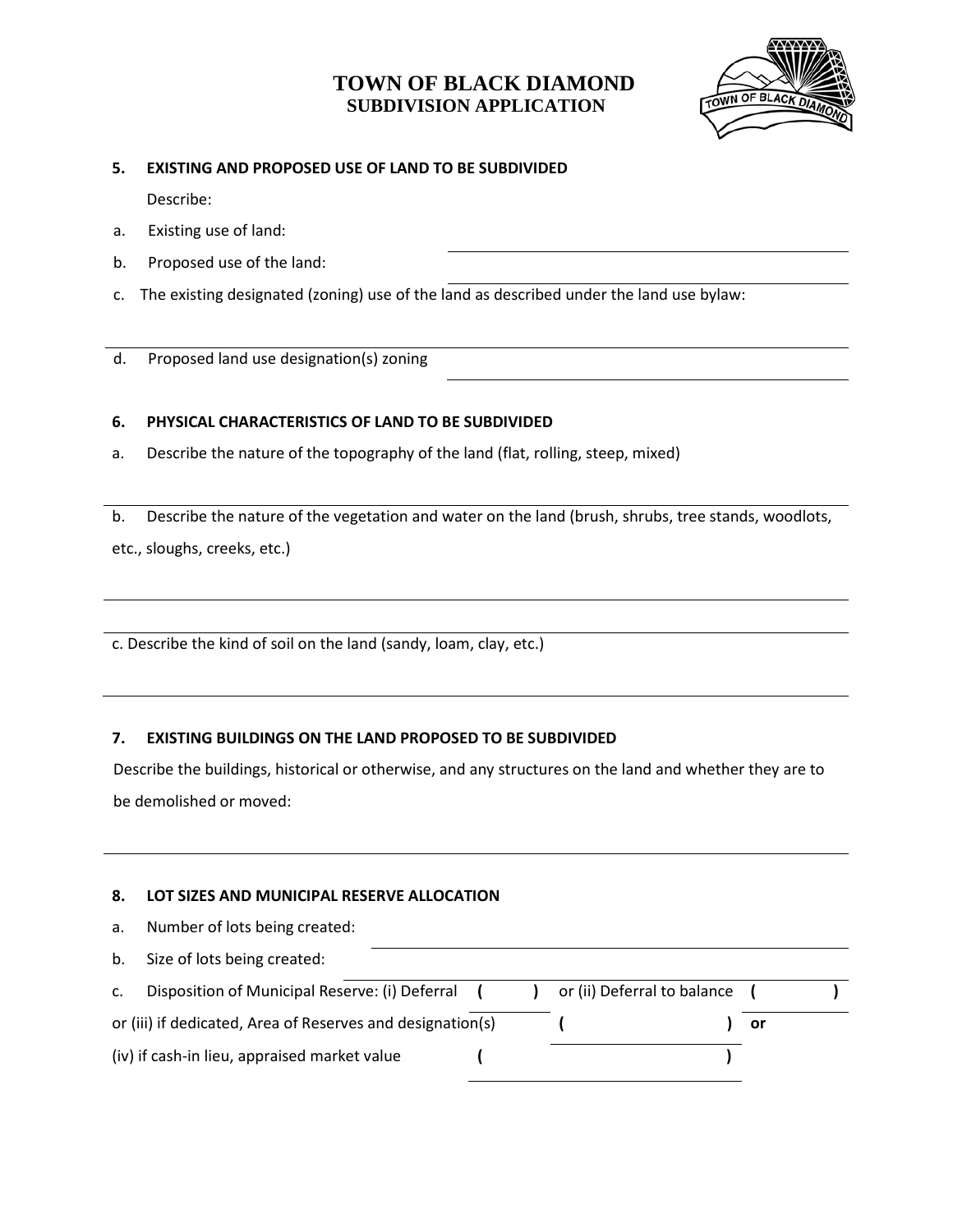# TOWN OF BLACK DIAMOND
## SUBDIVISION APPLICATION

**5. EXISTING AND PROPOSED USE OF LAND TO BE SUBDIVIDED**

Describe:

a. Existing use of land: ______________________

b. Proposed use of the land: ______________________

c. The existing designated (zoning) use of the land as described under the land use bylaw:

______________________

d. Proposed land use designation(s) zoning ______________________

**6. PHYSICAL CHARACTERISTICS OF LAND TO BE SUBDIVIDED**

a. Describe the nature of the topography of the land (flat, rolling, steep, mixed)

______________________

b. Describe the nature of the vegetation and water on the land (brush, shrubs, tree stands, woodlots, etc., sloughs, creeks, etc.)

______________________

______________________

c. Describe the kind of soil on the land (sandy, loam, clay, etc.)

______________________

**7. EXISTING BUILDINGS ON THE LAND PROPOSED TO BE SUBDIVIDED**

Describe the buildings, historical or otherwise, and any structures on the land and whether they are to be demolished or moved:

______________________

**8. LOT SIZES AND MUNICIPAL RESERVE ALLOCATION**

a. Number of lots being created: ______________________

b. Size of lots being created: ______________________

c. Disposition of Municipal Reserve: (i) Deferral **(        )** or (ii) Deferral to balance **(        )**

or (iii) if dedicated, Area of Reserves and designation(s) **(                    )** **or**

(iv) if cash-in lieu, appraised market value **(                    )**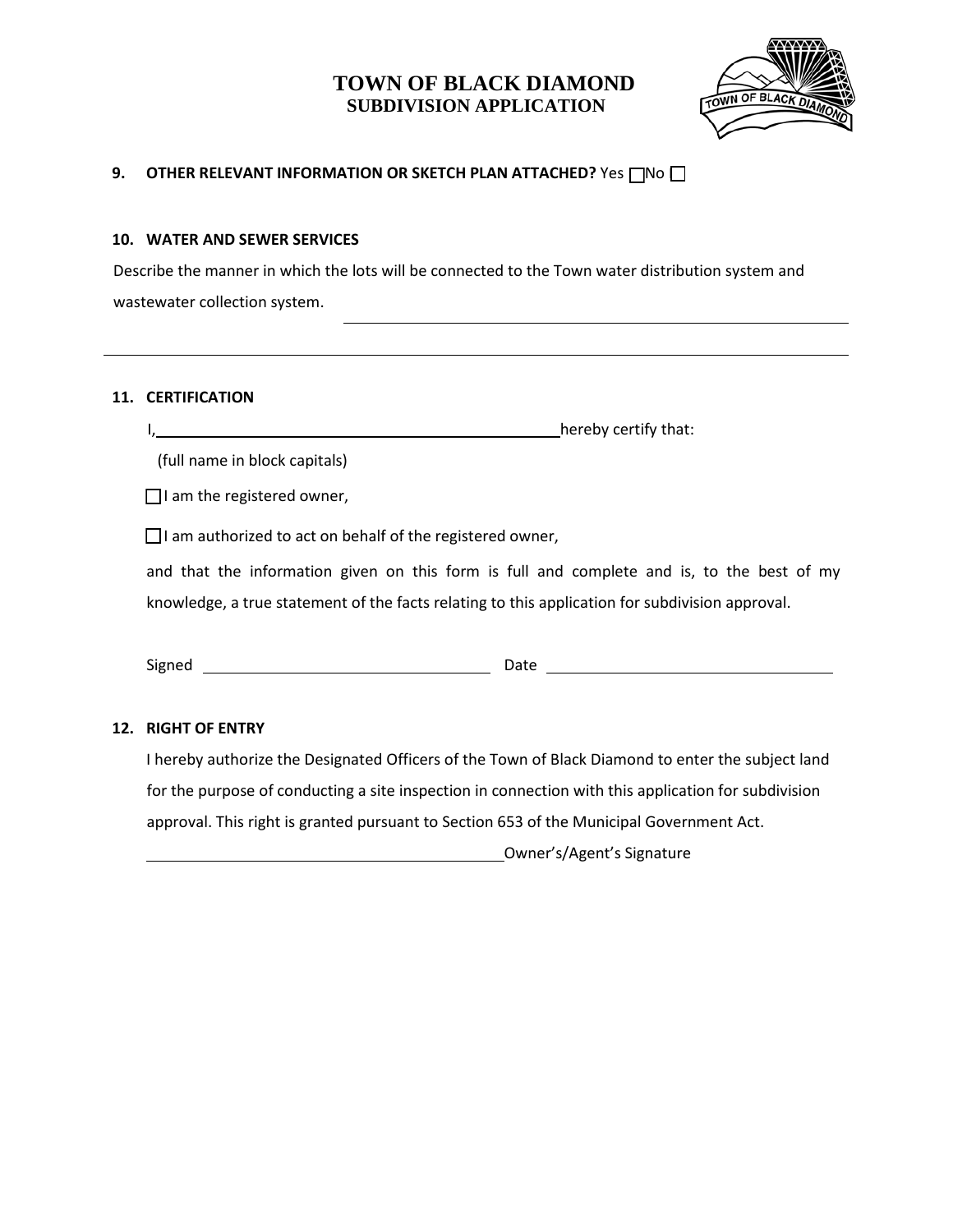# TOWN OF BLACK DIAMOND
## SUBDIVISION APPLICATION

**9. OTHER RELEVANT INFORMATION OR SKETCH PLAN ATTACHED?** Yes ☐ No ☐

**10. WATER AND SEWER SERVICES**

Describe the manner in which the lots will be connected to the Town water distribution system and wastewater collection system. ______________________________________________

______________________________________________________________________

**11. CERTIFICATION**

I, ______________________________________________ hereby certify that:

(full name in block capitals)

☐ I am the registered owner,

☐ I am authorized to act on behalf of the registered owner,

and that the information given on this form is full and complete and is, to the best of my knowledge, a true statement of the facts relating to this application for subdivision approval.

Signed ______________________________ Date ______________________________

**12. RIGHT OF ENTRY**

I hereby authorize the Designated Officers of the Town of Black Diamond to enter the subject land for the purpose of conducting a site inspection in connection with this application for subdivision approval. This right is granted pursuant to Section 653 of the Municipal Government Act.

______________________________________ Owner's/Agent's Signature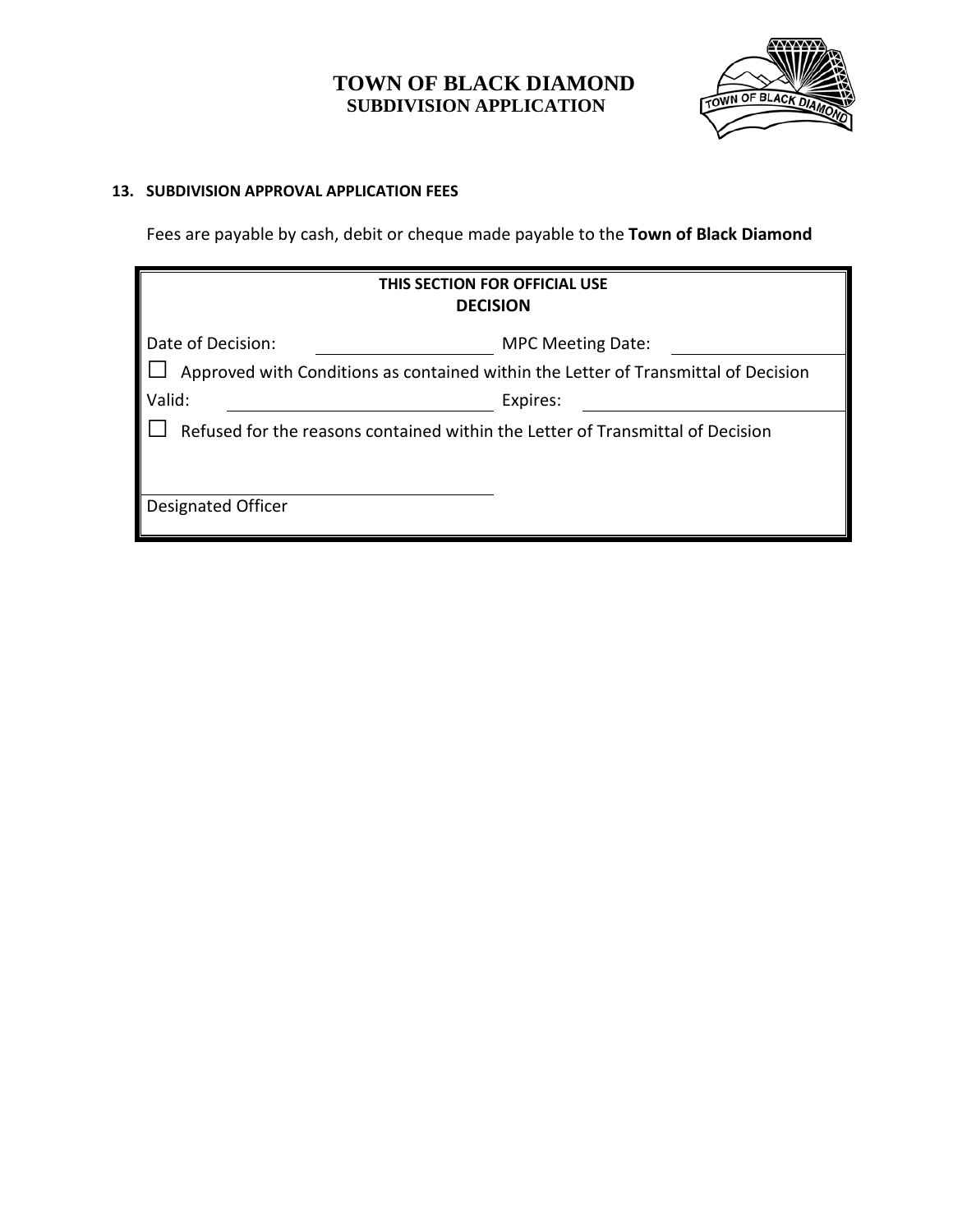# TOWN OF BLACK DIAMOND
## SUBDIVISION APPLICATION

**13. SUBDIVISION APPROVAL APPLICATION FEES**

Fees are payable by cash, debit or cheque made payable to the **Town of Black Diamond**

**THIS SECTION FOR OFFICIAL USE**
**DECISION**

Date of Decision: ____________________ MPC Meeting Date: ____________________

☐ Approved with Conditions as contained within the Letter of Transmittal of Decision

Valid: ____________________ Expires: ____________________

☐ Refused for the reasons contained within the Letter of Transmittal of Decision

____________________
Designated Officer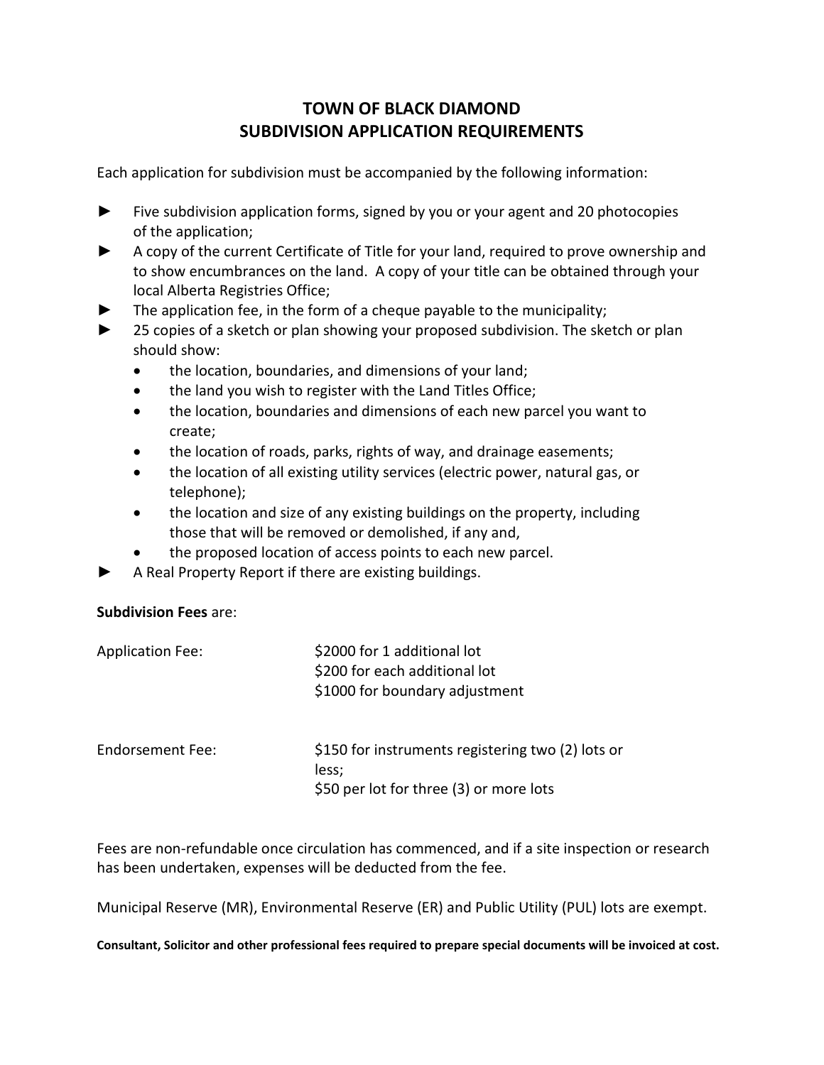# TOWN OF BLACK DIAMOND
# SUBDIVISION APPLICATION REQUIREMENTS

Each application for subdivision must be accompanied by the following information:

- ► Five subdivision application forms, signed by you or your agent and 20 photocopies of the application;
- ► A copy of the current Certificate of Title for your land, required to prove ownership and to show encumbrances on the land. A copy of your title can be obtained through your local Alberta Registries Office;
- ► The application fee, in the form of a cheque payable to the municipality;
- ► 25 copies of a sketch or plan showing your proposed subdivision. The sketch or plan should show:
  - the location, boundaries, and dimensions of your land;
  - the land you wish to register with the Land Titles Office;
  - the location, boundaries and dimensions of each new parcel you want to create;
  - the location of roads, parks, rights of way, and drainage easements;
  - the location of all existing utility services (electric power, natural gas, or telephone);
  - the location and size of any existing buildings on the property, including those that will be removed or demolished, if any and,
  - the proposed location of access points to each new parcel.
- ► A Real Property Report if there are existing buildings.

**Subdivision Fees** are:

| | |
|---|---|
| Application Fee: | $2000 for 1 additional lot<br>$200 for each additional lot<br>$1000 for boundary adjustment |
| Endorsement Fee: | $150 for instruments registering two (2) lots or less;<br>$50 per lot for three (3) or more lots |

Fees are non-refundable once circulation has commenced, and if a site inspection or research has been undertaken, expenses will be deducted from the fee.

Municipal Reserve (MR), Environmental Reserve (ER) and Public Utility (PUL) lots are exempt.

**Consultant, Solicitor and other professional fees required to prepare special documents will be invoiced at cost.**